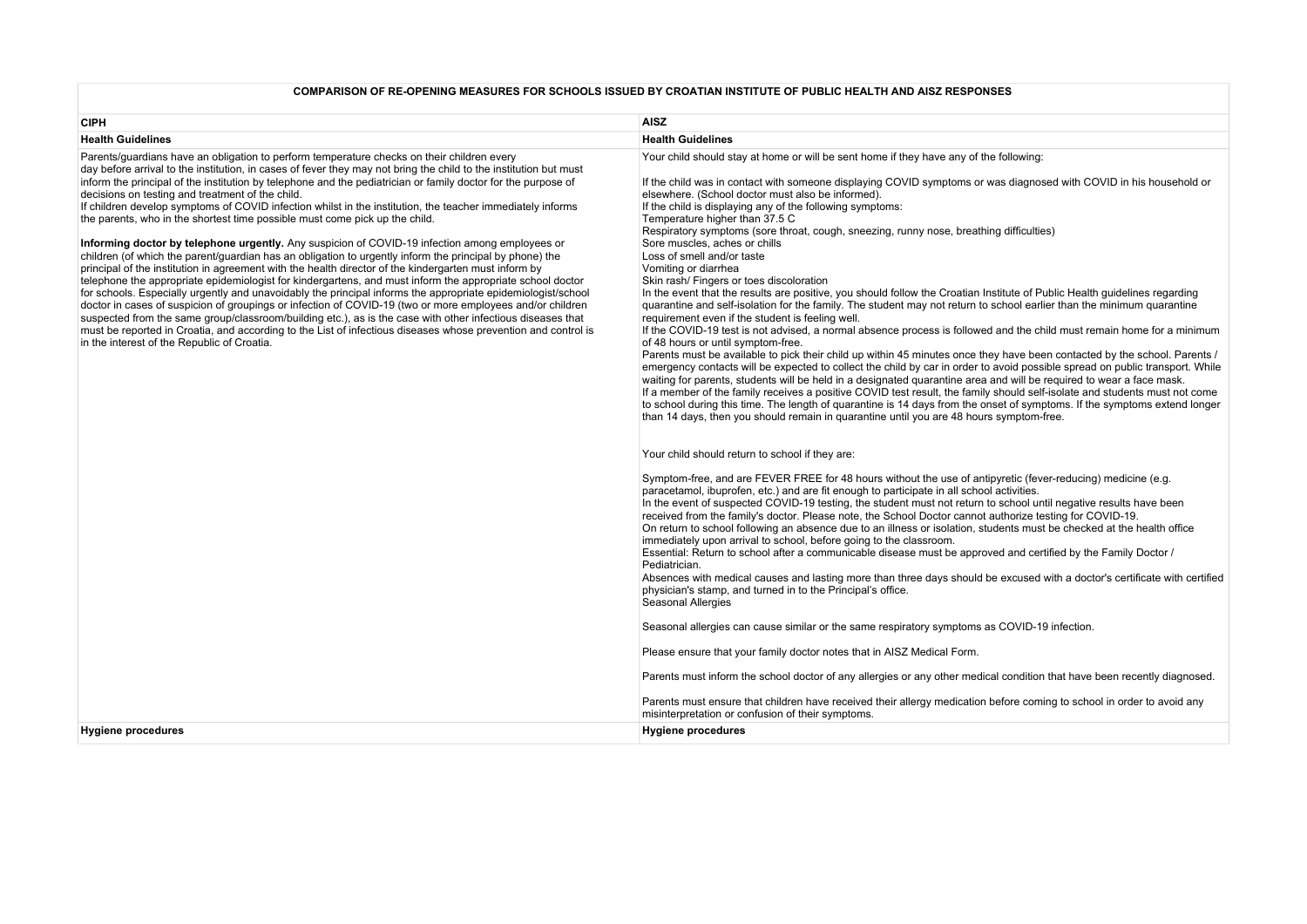**COMPARISON OF RE-OPENING MEASURES FOR SCHOOLS ISSUED BY CROATIAN INSTITUTE OF PUBLIC HEALTH AND AISZ RESPONSES**

| CIPH | AISZ |
|---|---|
| **Health Guidelines** | **Health Guidelines** |
| Parents/guardians have an obligation to perform temperature checks on their children every day before arrival to the institution, in cases of fever they may not bring the child to the institution but must inform the principal of the institution by telephone and the pediatrician or family doctor for the purpose of decisions on testing and treatment of the child.<br>If children develop symptoms of COVID infection whilst in the institution, the teacher immediately informs the parents, who in the shortest time possible must come pick up the child.<br><br>**Informing doctor by telephone urgently.** Any suspicion of COVID-19 infection among employees or children (of which the parent/guardian has an obligation to urgently inform the principal by phone) the principal of the institution in agreement with the health director of the kindergarten must inform by telephone the appropriate epidemiologist for kindergartens, and must inform the appropriate school doctor for schools. Especially urgently and unavoidably the principal informs the appropriate epidemiologist/school doctor in cases of suspicion of groupings or infection of COVID-19 (two or more employees and/or children suspected from the same group/classroom/building etc.), as is the case with other infectious diseases that must be reported in Croatia, and according to the List of infectious diseases whose prevention and control is in the interest of the Republic of Croatia. | Your child should stay at home or will be sent home if they have any of the following:<br><br>If the child was in contact with someone displaying COVID symptoms or was diagnosed with COVID in his household or elsewhere. (School doctor must also be informed).<br>If the child is displaying any of the following symptoms:<br>Temperature higher than 37.5 C<br>Respiratory symptoms (sore throat, cough, sneezing, runny nose, breathing difficulties)<br>Sore muscles, aches or chills<br>Loss of smell and/or taste<br>Vomiting or diarrhea<br>Skin rash/ Fingers or toes discoloration<br>In the event that the results are positive, you should follow the Croatian Institute of Public Health guidelines regarding quarantine and self-isolation for the family. The student may not return to school earlier than the minimum quarantine requirement even if the student is feeling well.<br>If the COVID-19 test is not advised, a normal absence process is followed and the child must remain home for a minimum of 48 hours or until symptom-free.<br>Parents must be available to pick their child up within 45 minutes once they have been contacted by the school. Parents / emergency contacts will be expected to collect the child by car in order to avoid possible spread on public transport. While waiting for parents, students will be held in a designated quarantine area and will be required to wear a face mask.<br>If a member of the family receives a positive COVID test result, the family should self-isolate and students must not come to school during this time. The length of quarantine is 14 days from the onset of symptoms. If the symptoms extend longer than 14 days, then you should remain in quarantine until you are 48 hours symptom-free.<br><br>Your child should return to school if they are:<br><br>Symptom-free, and are FEVER FREE for 48 hours without the use of antipyretic (fever-reducing) medicine (e.g. paracetamol, ibuprofen, etc.) and are fit enough to participate in all school activities.<br>In the event of suspected COVID-19 testing, the student must not return to school until negative results have been received from the family's doctor. Please note, the School Doctor cannot authorize testing for COVID-19.<br>On return to school following an absence due to an illness or isolation, students must be checked at the health office immediately upon arrival to school, before going to the classroom.<br>Essential: Return to school after a communicable disease must be approved and certified by the Family Doctor / Pediatrician.<br>Absences with medical causes and lasting more than three days should be excused with a doctor's certificate with certified physician's stamp, and turned in to the Principal's office.<br>Seasonal Allergies<br><br>Seasonal allergies can cause similar or the same respiratory symptoms as COVID-19 infection.<br><br>Please ensure that your family doctor notes that in AISZ Medical Form.<br><br>Parents must inform the school doctor of any allergies or any other medical condition that have been recently diagnosed.<br><br>Parents must ensure that children have received their allergy medication before coming to school in order to avoid any misinterpretation or confusion of their symptoms. |
| **Hygiene procedures** | **Hygiene procedures** |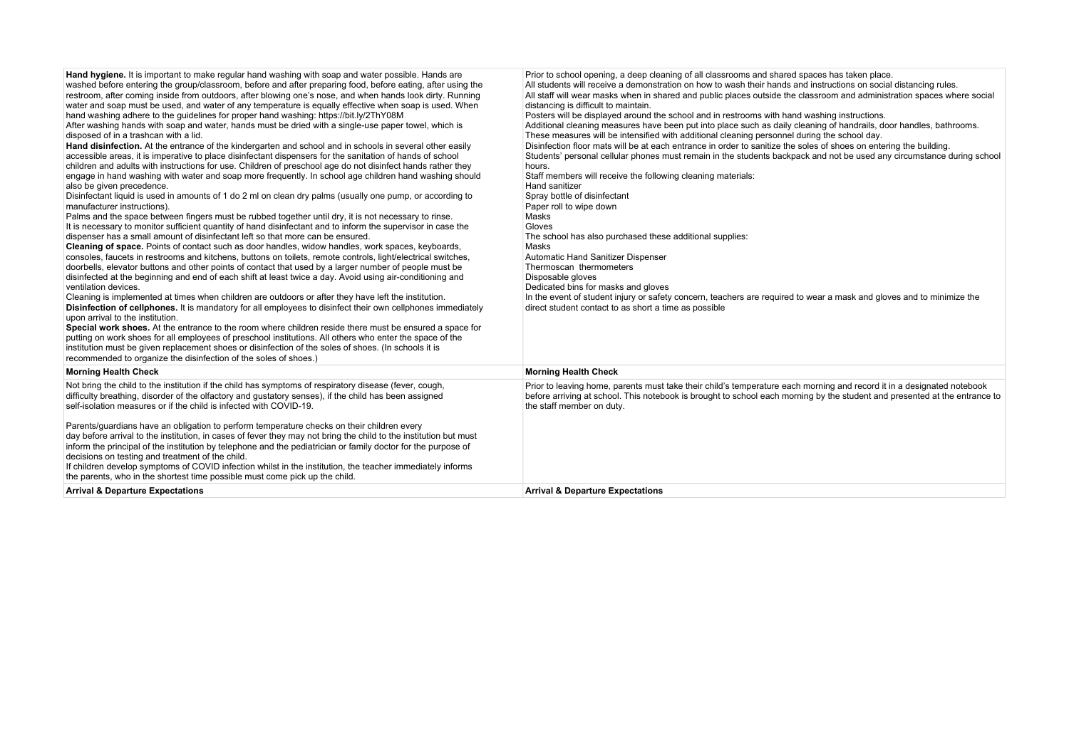| | |
|---|---|
| **Hand hygiene.** It is important to make regular hand washing with soap and water possible. Hands are washed before entering the group/classroom, before and after preparing food, before eating, after using the restroom, after coming inside from outdoors, after blowing one's nose, and when hands look dirty. Running water and soap must be used, and water of any temperature is equally effective when soap is used. When hand washing adhere to the guidelines for proper hand washing: https://bit.ly/2ThY08M<br>After washing hands with soap and water, hands must be dried with a single-use paper towel, which is disposed of in a trashcan with a lid.<br>**Hand disinfection.** At the entrance of the kindergarten and school and in schools in several other easily accessible areas, it is imperative to place disinfectant dispensers for the sanitation of hands of school children and adults with instructions for use. Children of preschool age do not disinfect hands rather they engage in hand washing with water and soap more frequently. In school age children hand washing should also be given precedence.<br>Disinfectant liquid is used in amounts of 1 do 2 ml on clean dry palms (usually one pump, or according to manufacturer instructions).<br>Palms and the space between fingers must be rubbed together until dry, it is not necessary to rinse.<br>It is necessary to monitor sufficient quantity of hand disinfectant and to inform the supervisor in case the dispenser has a small amount of disinfectant left so that more can be ensured.<br>**Cleaning of space.** Points of contact such as door handles, widow handles, work spaces, keyboards, consoles, faucets in restrooms and kitchens, buttons on toilets, remote controls, light/electrical switches, doorbells, elevator buttons and other points of contact that used by a larger number of people must be disinfected at the beginning and end of each shift at least twice a day. Avoid using air-conditioning and ventilation devices.<br>Cleaning is implemented at times when children are outdoors or after they have left the institution.<br>**Disinfection of cellphones.** It is mandatory for all employees to disinfect their own cellphones immediately upon arrival to the institution.<br>**Special work shoes.** At the entrance to the room where children reside there must be ensured a space for putting on work shoes for all employees of preschool institutions. All others who enter the space of the institution must be given replacement shoes or disinfection of the soles of shoes. (In schools it is recommended to organize the disinfection of the soles of shoes.) | Prior to school opening, a deep cleaning of all classrooms and shared spaces has taken place.<br>All students will receive a demonstration on how to wash their hands and instructions on social distancing rules.<br>All staff will wear masks when in shared and public places outside the classroom and administration spaces where social distancing is difficult to maintain.<br>Posters will be displayed around the school and in restrooms with hand washing instructions.<br>Additional cleaning measures have been put into place such as daily cleaning of handrails, door handles, bathrooms. These measures will be intensified with additional cleaning personnel during the school day.<br>Disinfection floor mats will be at each entrance in order to sanitize the soles of shoes on entering the building.<br>Students' personal cellular phones must remain in the students backpack and not be used any circumstance during school hours.<br>Staff members will receive the following cleaning materials:<br>Hand sanitizer<br>Spray bottle of disinfectant<br>Paper roll to wipe down<br>Masks<br>Gloves<br>The school has also purchased these additional supplies:<br>Masks<br>Automatic Hand Sanitizer Dispenser<br>Thermoscan thermometers<br>Disposable gloves<br>Dedicated bins for masks and gloves<br>In the event of student injury or safety concern, teachers are required to wear a mask and gloves and to minimize the direct student contact to as short a time as possible |
| **Morning Health Check** | **Morning Health Check** |
| Not bring the child to the institution if the child has symptoms of respiratory disease (fever, cough, difficulty breathing, disorder of the olfactory and gustatory senses), if the child has been assigned self-isolation measures or if the child is infected with COVID-19.<br><br>Parents/guardians have an obligation to perform temperature checks on their children every day before arrival to the institution, in cases of fever they may not bring the child to the institution but must inform the principal of the institution by telephone and the pediatrician or family doctor for the purpose of decisions on testing and treatment of the child.<br>If children develop symptoms of COVID infection whilst in the institution, the teacher immediately informs the parents, who in the shortest time possible must come pick up the child. | Prior to leaving home, parents must take their child's temperature each morning and record it in a designated notebook before arriving at school. This notebook is brought to school each morning by the student and presented at the entrance to the staff member on duty. |
| **Arrival & Departure Expectations** | **Arrival & Departure Expectations** |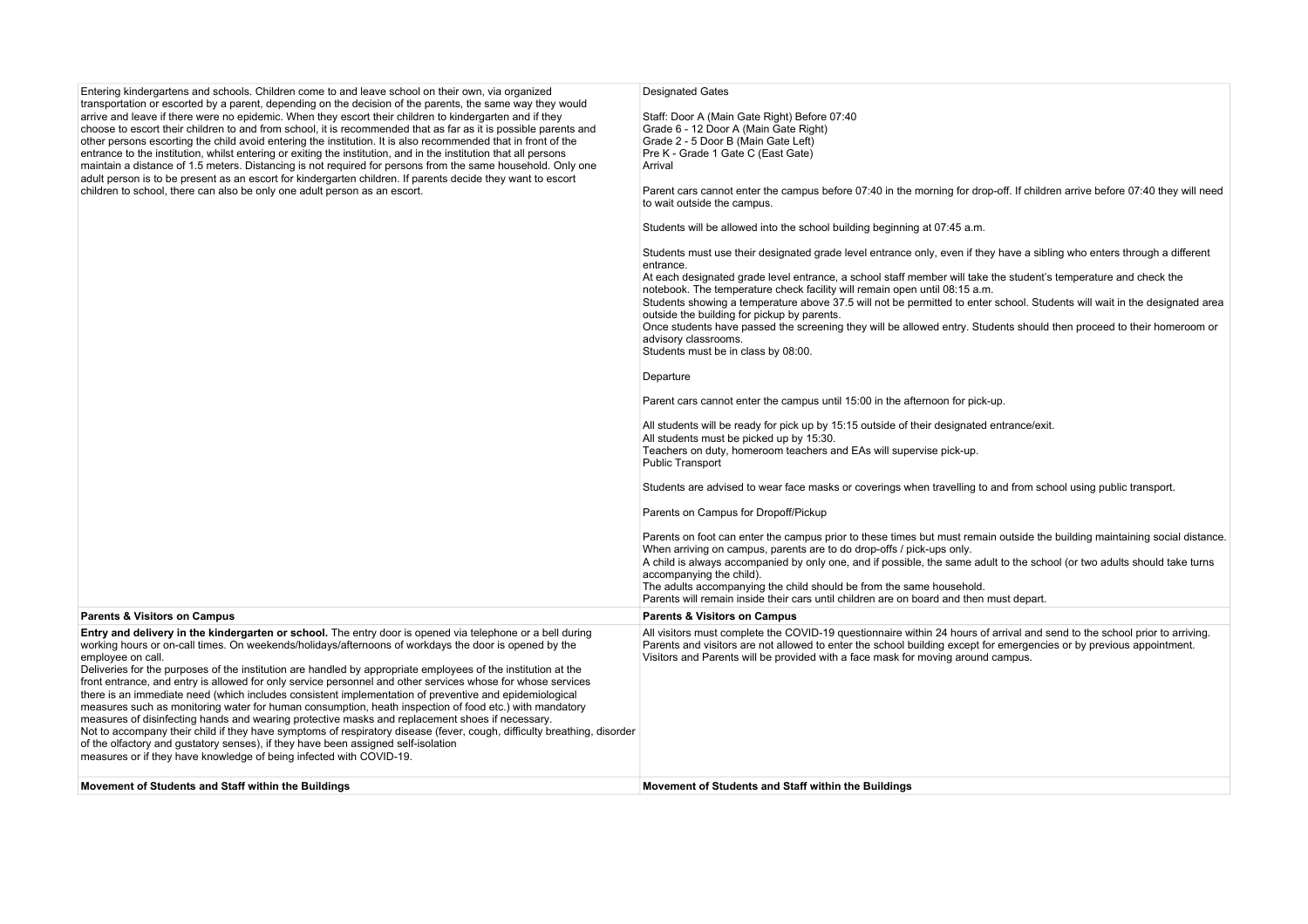| | |
|---|---|
| Entering kindergartens and schools. Children come to and leave school on their own, via organized transportation or escorted by a parent, depending on the decision of the parents, the same way they would arrive and leave if there were no epidemic. When they escort their children to kindergarten and if they choose to escort their children to and from school, it is recommended that as far as it is possible parents and other persons escorting the child avoid entering the institution. It is also recommended that in front of the entrance to the institution, whilst entering or exiting the institution, and in the institution that all persons maintain a distance of 1.5 meters. Distancing is not required for persons from the same household. Only one adult person is to be present as an escort for kindergarten children. If parents decide they want to escort children to school, there can also be only one adult person as an escort. | Designated Gates<br><br>Staff: Door A (Main Gate Right) Before 07:40<br>Grade 6 - 12 Door A (Main Gate Right)<br>Grade 2 - 5 Door B (Main Gate Left)<br>Pre K - Grade 1 Gate C (East Gate)<br>Arrival<br><br>Parent cars cannot enter the campus before 07:40 in the morning for drop-off. If children arrive before 07:40 they will need to wait outside the campus.<br><br>Students will be allowed into the school building beginning at 07:45 a.m.<br><br>Students must use their designated grade level entrance only, even if they have a sibling who enters through a different entrance.<br>At each designated grade level entrance, a school staff member will take the student's temperature and check the notebook. The temperature check facility will remain open until 08:15 a.m.<br>Students showing a temperature above 37.5 will not be permitted to enter school. Students will wait in the designated area outside the building for pickup by parents.<br>Once students have passed the screening they will be allowed entry. Students should then proceed to their homeroom or advisory classrooms.<br>Students must be in class by 08:00.<br><br>Departure<br><br>Parent cars cannot enter the campus until 15:00 in the afternoon for pick-up.<br><br>All students will be ready for pick up by 15:15 outside of their designated entrance/exit.<br>All students must be picked up by 15:30.<br>Teachers on duty, homeroom teachers and EAs will supervise pick-up.<br>Public Transport<br><br>Students are advised to wear face masks or coverings when travelling to and from school using public transport.<br><br>Parents on Campus for Dropoff/Pickup<br><br>Parents on foot can enter the campus prior to these times but must remain outside the building maintaining social distance.<br>When arriving on campus, parents are to do drop-offs / pick-ups only.<br>A child is always accompanied by only one, and if possible, the same adult to the school (or two adults should take turns accompanying the child).<br>The adults accompanying the child should be from the same household.<br>Parents will remain inside their cars until children are on board and then must depart. |
| **Parents & Visitors on Campus** | **Parents & Visitors on Campus** |
| **Entry and delivery in the kindergarten or school.** The entry door is opened via telephone or a bell during working hours or on-call times. On weekends/holidays/afternoons of workdays the door is opened by the employee on call.<br>Deliveries for the purposes of the institution are handled by appropriate employees of the institution at the front entrance, and entry is allowed for only service personnel and other services whose for whose services there is an immediate need (which includes consistent implementation of preventive and epidemiological measures such as monitoring water for human consumption, heath inspection of food etc.) with mandatory measures of disinfecting hands and wearing protective masks and replacement shoes if necessary.<br>Not to accompany their child if they have symptoms of respiratory disease (fever, cough, difficulty breathing, disorder of the olfactory and gustatory senses), if they have been assigned self-isolation measures or if they have knowledge of being infected with COVID-19. | All visitors must complete the COVID-19 questionnaire within 24 hours of arrival and send to the school prior to arriving.<br>Parents and visitors are not allowed to enter the school building except for emergencies or by previous appointment.<br>Visitors and Parents will be provided with a face mask for moving around campus. |
| **Movement of Students and Staff within the Buildings** | **Movement of Students and Staff within the Buildings** |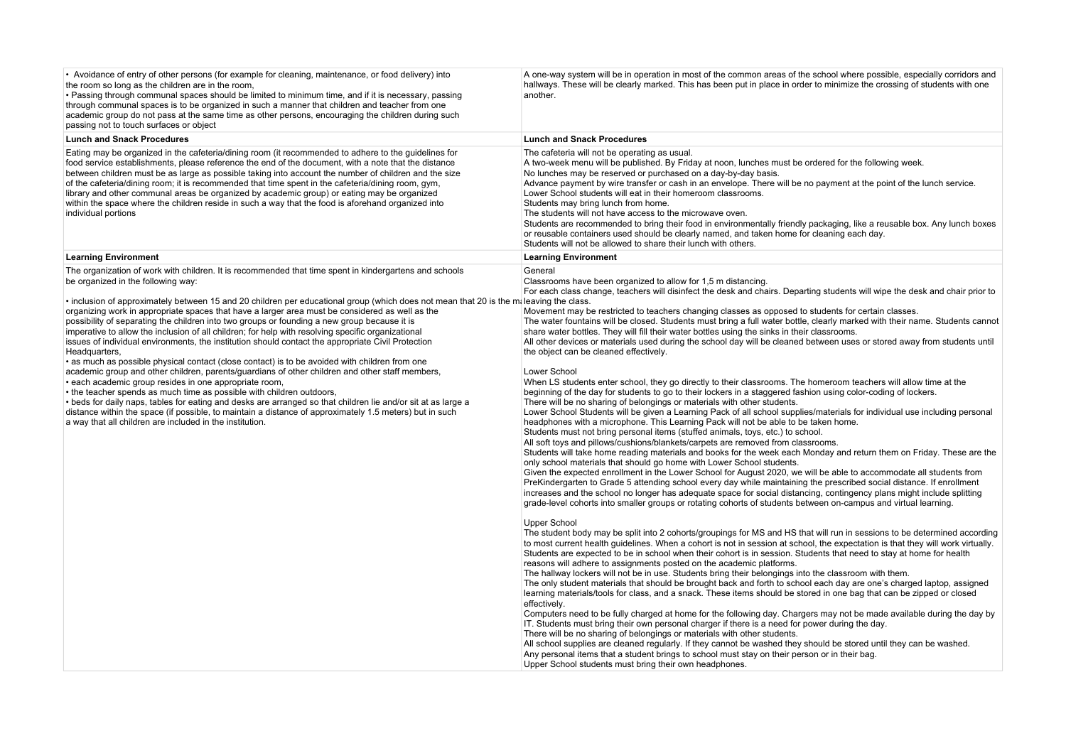| | |
|---|---|
| • Avoidance of entry of other persons (for example for cleaning, maintenance, or food delivery) into the room so long as the children are in the room,<br>• Passing through communal spaces should be limited to minimum time, and if it is necessary, passing through communal spaces is to be organized in such a manner that children and teacher from one academic group do not pass at the same time as other persons, encouraging the children during such passing not to touch surfaces or object | A one-way system will be in operation in most of the common areas of the school where possible, especially corridors and hallways. These will be clearly marked. This has been put in place in order to minimize the crossing of students with one another. |
| **Lunch and Snack Procedures** | **Lunch and Snack Procedures** |
| Eating may be organized in the cafeteria/dining room (it recommended to adhere to the guidelines for food service establishments, please reference the end of the document, with a note that the distance between children must be as large as possible taking into account the number of children and the size of the cafeteria/dining room; it is recommended that time spent in the cafeteria/dining room, gym, library and other communal areas be organized by academic group) or eating may be organized within the space where the children reside in such a way that the food is aforehand organized into individual portions | The cafeteria will not be operating as usual.<br>A two-week menu will be published. By Friday at noon, lunches must be ordered for the following week.<br>No lunches may be reserved or purchased on a day-by-day basis.<br>Advance payment by wire transfer or cash in an envelope. There will be no payment at the point of the lunch service.<br>Lower School students will eat in their homeroom classrooms.<br>Students may bring lunch from home.<br>The students will not have access to the microwave oven.<br>Students are recommended to bring their food in environmentally friendly packaging, like a reusable box. Any lunch boxes or reusable containers used should be clearly named, and taken home for cleaning each day.<br>Students will not be allowed to share their lunch with others. |
| **Learning Environment** | **Learning Environment** |
| The organization of work with children. It is recommended that time spent in kindergartens and schools be organized in the following way:<br><br>• inclusion of approximately between 15 and 20 children per educational group (which does not mean that 20 is the ma organizing work in appropriate spaces that have a larger area must be considered as well as the possibility of separating the children into two groups or founding a new group because it is imperative to allow the inclusion of all children; for help with resolving specific organizational issues of individual environments, the institution should contact the appropriate Civil Protection Headquarters,<br>• as much as possible physical contact (close contact) is to be avoided with children from one academic group and other children, parents/guardians of other children and other staff members,<br>• each academic group resides in one appropriate room,<br>• the teacher spends as much time as possible with children outdoors,<br>• beds for daily naps, tables for eating and desks are arranged so that children lie and/or sit at as large a distance within the space (if possible, to maintain a distance of approximately 1.5 meters) but in such a way that all children are included in the institution. | General<br>Classrooms have been organized to allow for 1,5 m distancing.<br>For each class change, teachers will disinfect the desk and chairs. Departing students will wipe the desk and chair prior to leaving the class.<br>Movement may be restricted to teachers changing classes as opposed to students for certain classes.<br>The water fountains will be closed. Students must bring a full water bottle, clearly marked with their name. Students cannot share water bottles. They will fill their water bottles using the sinks in their classrooms.<br>All other devices or materials used during the school day will be cleaned between uses or stored away from students until the object can be cleaned effectively.<br><br>Lower School<br>When LS students enter school, they go directly to their classrooms. The homeroom teachers will allow time at the beginning of the day for students to go to their lockers in a staggered fashion using color-coding of lockers.<br>There will be no sharing of belongings or materials with other students.<br>Lower School Students will be given a Learning Pack of all school supplies/materials for individual use including personal headphones with a microphone. This Learning Pack will not be able to be taken home.<br>Students must not bring personal items (stuffed animals, toys, etc.) to school.<br>All soft toys and pillows/cushions/blankets/carpets are removed from classrooms.<br>Students will take home reading materials and books for the week each Monday and return them on Friday. These are the only school materials that should go home with Lower School students.<br>Given the expected enrollment in the Lower School for August 2020, we will be able to accommodate all students from PreKindergarten to Grade 5 attending school every day while maintaining the prescribed social distance. If enrollment increases and the school no longer has adequate space for social distancing, contingency plans might include splitting grade-level cohorts into smaller groups or rotating cohorts of students between on-campus and virtual learning.<br><br>Upper School<br>The student body may be split into 2 cohorts/groupings for MS and HS that will run in sessions to be determined according to most current health guidelines. When a cohort is not in session at school, the expectation is that they will work virtually. Students are expected to be in school when their cohort is in session. Students that need to stay at home for health reasons will adhere to assignments posted on the academic platforms.<br>The hallway lockers will not be in use. Students bring their belongings into the classroom with them.<br>The only student materials that should be brought back and forth to school each day are one's charged laptop, assigned learning materials/tools for class, and a snack. These items should be stored in one bag that can be zipped or closed effectively.<br>Computers need to be fully charged at home for the following day. Chargers may not be made available during the day by IT. Students must bring their own personal charger if there is a need for power during the day.<br>There will be no sharing of belongings or materials with other students.<br>All school supplies are cleaned regularly. If they cannot be washed they should be stored until they can be washed.<br>Any personal items that a student brings to school must stay on their person or in their bag.<br>Upper School students must bring their own headphones. |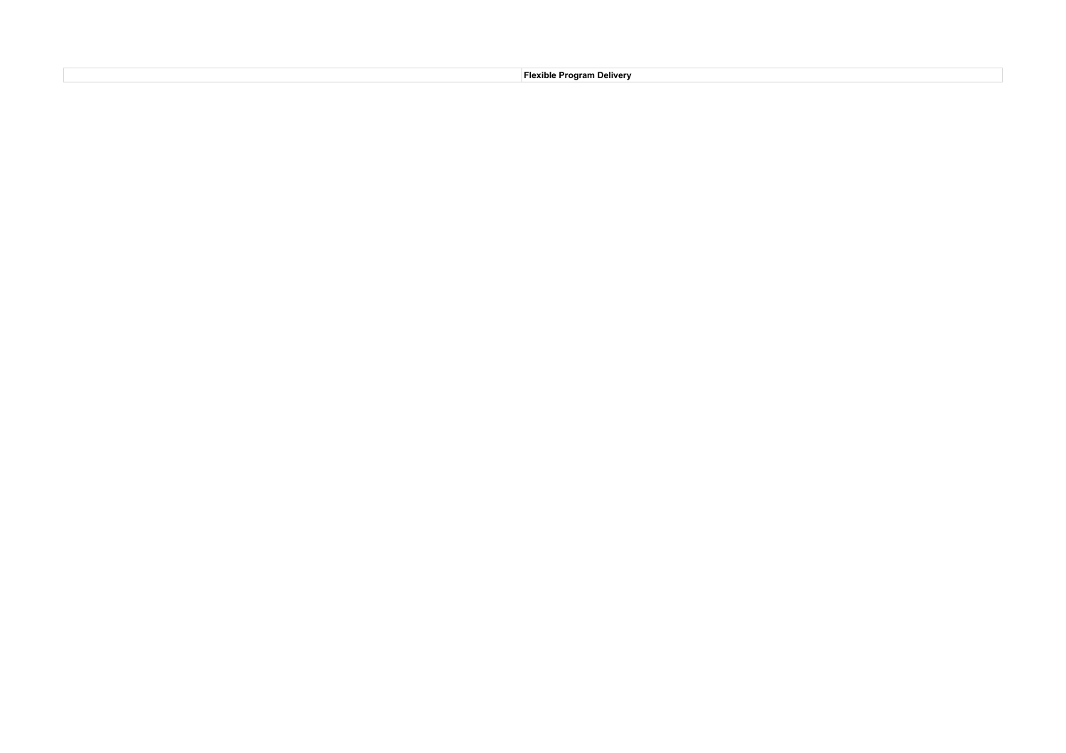| | **Flexible Program Delivery** |
| --- | --- |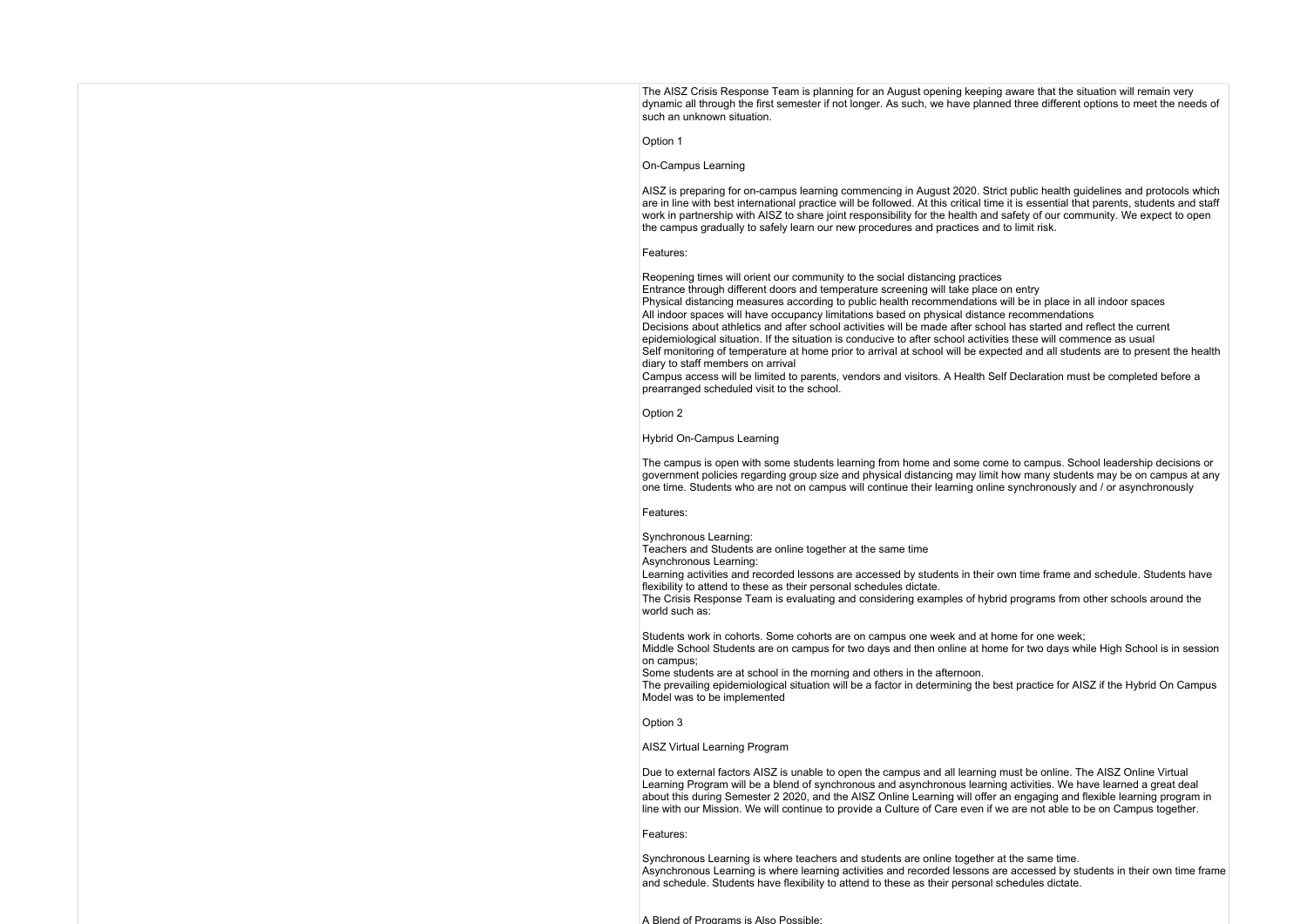The AISZ Crisis Response Team is planning for an August opening keeping aware that the situation will remain very dynamic all through the first semester if not longer. As such, we have planned three different options to meet the needs of such an unknown situation.

Option 1

On-Campus Learning

AISZ is preparing for on-campus learning commencing in August 2020. Strict public health guidelines and protocols which are in line with best international practice will be followed. At this critical time it is essential that parents, students and staff work in partnership with AISZ to share joint responsibility for the health and safety of our community. We expect to open the campus gradually to safely learn our new procedures and practices and to limit risk.

Features:

- Reopening times will orient our community to the social distancing practices
- Entrance through different doors and temperature screening will take place on entry
- Physical distancing measures according to public health recommendations will be in place in all indoor spaces
- All indoor spaces will have occupancy limitations based on physical distance recommendations
- Decisions about athletics and after school activities will be made after school has started and reflect the current epidemiological situation. If the situation is conducive to after school activities these will commence as usual
- Self monitoring of temperature at home prior to arrival at school will be expected and all students are to present the health diary to staff members on arrival
- Campus access will be limited to parents, vendors and visitors. A Health Self Declaration must be completed before a prearranged scheduled visit to the school.

Option 2

Hybrid On-Campus Learning

The campus is open with some students learning from home and some come to campus. School leadership decisions or government policies regarding group size and physical distancing may limit how many students may be on campus at any one time. Students who are not on campus will continue their learning online synchronously and / or asynchronously

Features:

Synchronous Learning:
Teachers and Students are online together at the same time
Asynchronous Learning:
Learning activities and recorded lessons are accessed by students in their own time frame and schedule. Students have flexibility to attend to these as their personal schedules dictate.
The Crisis Response Team is evaluating and considering examples of hybrid programs from other schools around the world such as:

- Students work in cohorts. Some cohorts are on campus one week and at home for one week;
- Middle School Students are on campus for two days and then online at home for two days while High School is in session on campus;
- Some students are at school in the morning and others in the afternoon.

The prevailing epidemiological situation will be a factor in determining the best practice for AISZ if the Hybrid On Campus Model was to be implemented

Option 3

AISZ Virtual Learning Program

Due to external factors AISZ is unable to open the campus and all learning must be online. The AISZ Online Virtual Learning Program will be a blend of synchronous and asynchronous learning activities. We have learned a great deal about this during Semester 2 2020, and the AISZ Online Learning will offer an engaging and flexible learning program in line with our Mission. We will continue to provide a Culture of Care even if we are not able to be on Campus together.

Features:

Synchronous Learning is where teachers and students are online together at the same time.
Asynchronous Learning is where learning activities and recorded lessons are accessed by students in their own time frame and schedule. Students have flexibility to attend to these as their personal schedules dictate.

A Blend of Programs is Also Possible: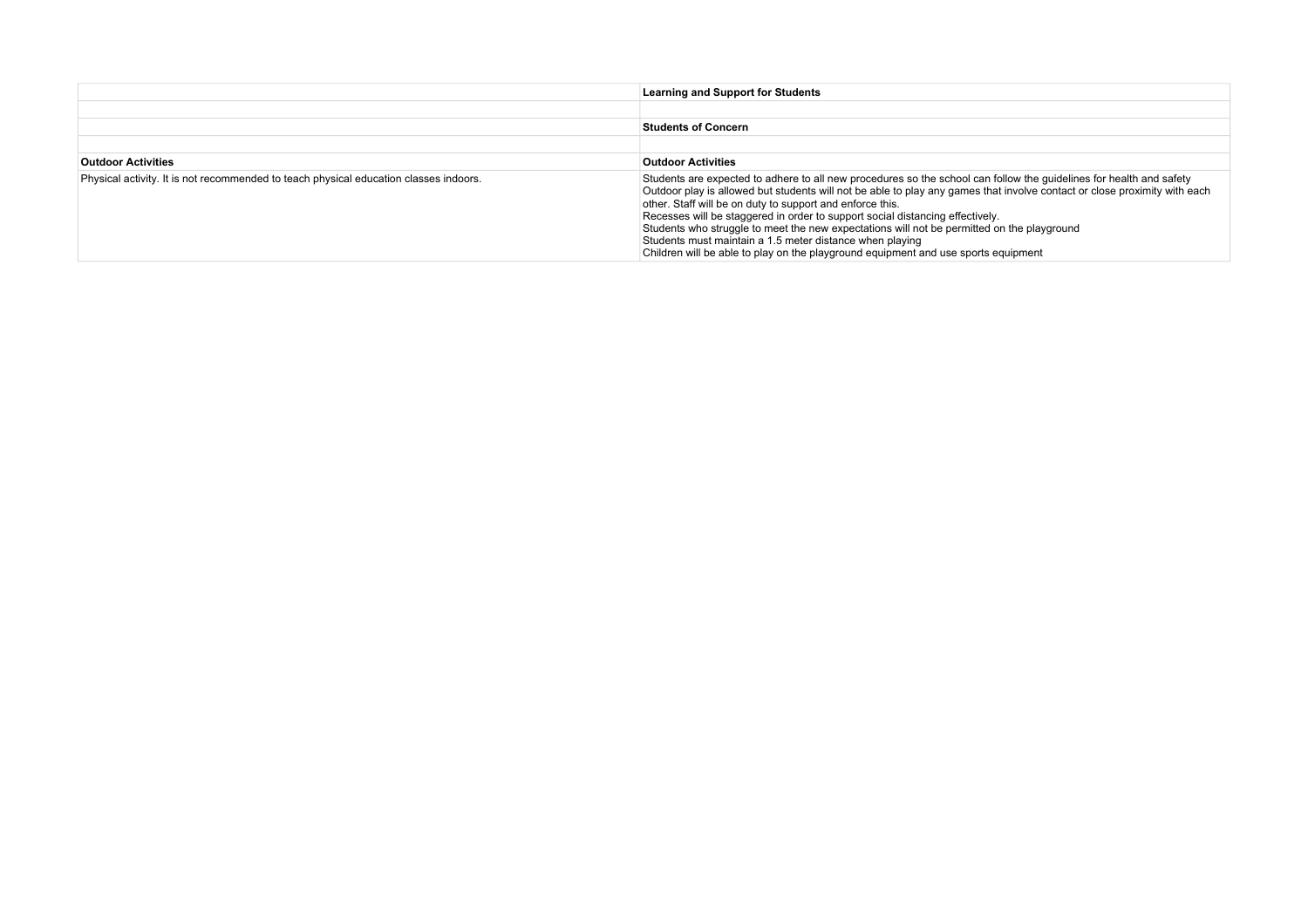| | |
|---|---|
| | **Learning and Support for Students** |
| | |
| | **Students of Concern** |
| | |
| **Outdoor Activities** | **Outdoor Activities** |
| Physical activity. It is not recommended to teach physical education classes indoors. | Students are expected to adhere to all new procedures so the school can follow the guidelines for health and safety<br>Outdoor play is allowed but students will not be able to play any games that involve contact or close proximity with each other. Staff will be on duty to support and enforce this.<br>Recesses will be staggered in order to support social distancing effectively.<br>Students who struggle to meet the new expectations will not be permitted on the playground<br>Students must maintain a 1.5 meter distance when playing<br>Children will be able to play on the playground equipment and use sports equipment |